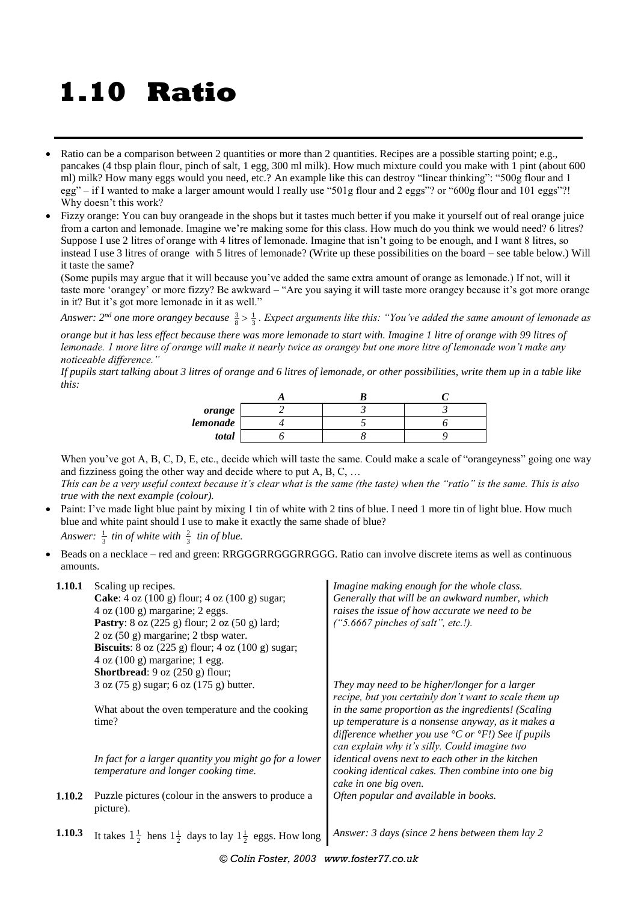# 1.10 Ratio

- Ratio can be a comparison between 2 quantities or more than 2 quantities. Recipes are a possible starting point; e.g., pancakes (4 tbsp plain flour, pinch of salt, 1 egg, 300 ml milk). How much mixture could you make with 1 pint (about 600 ml) milk? How many eggs would you need, etc.? An example like this can destroy "linear thinking": "500g flour and 1 egg" – if I wanted to make a larger amount would I really use "501g flour and 2 eggs"? or "600g flour and 101 eggs"?! Why doesn't this work?
- Fizzy orange: You can buy orangeade in the shops but it tastes much better if you make it yourself out of real orange juice from a carton and lemonade. Imagine we're making some for this class. How much do you think we would need? 6 litres? Suppose I use 2 litres of orange with 4 litres of lemonade. Imagine that isn't going to be enough, and I want 8 litres, so instead I use 3 litres of orange with 5 litres of lemonade? (Write up these possibilities on the board – see table below.) Will it taste the same?

  (Some pupils may argue that it will because you've added the same extra amount of orange as lemonade.) If not, will it taste more 'orangey' or more fizzy? Be awkward – "Are you saying it will taste more orangey because it's got more orange in it? But it's got more lemonade in it as well."

  *Answer: 2nd one more orangey because $\frac{3}{8} > \frac{1}{3}$. Expect arguments like this: "You've added the same amount of lemonade as orange but it has less effect because there was more lemonade to start with. Imagine 1 litre of orange with 99 litres of lemonade. 1 more litre of orange will make it nearly twice as orangey but one more litre of lemonade won't make any noticeable difference."*

  *If pupils start talking about 3 litres of orange and 6 litres of lemonade, or other possibilities, write them up in a table like this:*

|  | *A* | *B* | *C* |
|---|---|---|---|
| ***orange*** | *2* | *3* | *3* |
| ***lemonade*** | *4* | *5* | *6* |
| ***total*** | *6* | *8* | *9* |

  When you've got A, B, C, D, E, etc., decide which will taste the same. Could make a scale of "orangeyness" going one way and fizziness going the other way and decide where to put A, B, C, …

  *This can be a very useful context because it's clear what is the same (the taste) when the "ratio" is the same. This is also true with the next example (colour).*

- Paint: I've made light blue paint by mixing 1 tin of white with 2 tins of blue. I need 1 more tin of light blue. How much blue and white paint should I use to make it exactly the same shade of blue?

  *Answer: $\frac{1}{3}$ tin of white with $\frac{2}{3}$ tin of blue.*

- Beads on a necklace – red and green: RRGGGRRGGGRRGGG. Ratio can involve discrete items as well as continuous amounts.

**1.10.1** Scaling up recipes.
**Cake**: 4 oz (100 g) flour; 4 oz (100 g) sugar; 4 oz (100 g) margarine; 2 eggs.
**Pastry**: 8 oz (225 g) flour; 2 oz (50 g) lard; 2 oz (50 g) margarine; 2 tbsp water.
**Biscuits**: 8 oz (225 g) flour; 4 oz (100 g) sugar; 4 oz (100 g) margarine; 1 egg.
**Shortbread**: 9 oz (250 g) flour; 3 oz (75 g) sugar; 6 oz (175 g) butter.

*Imagine making enough for the whole class. Generally that will be an awkward number, which raises the issue of how accurate we need to be ("5.6667 pinches of salt", etc.!).*

What about the oven temperature and the cooking time?

*In fact for a larger quantity you might go for a lower temperature and longer cooking time.*

*They may need to be higher/longer for a larger recipe, but you certainly don't want to scale them up in the same proportion as the ingredients! (Scaling up temperature is a nonsense anyway, as it makes a difference whether you use °C or °F!) See if pupils can explain why it's silly. Could imagine two identical ovens next to each other in the kitchen cooking identical cakes. Then combine into one big cake in one big oven.*

**1.10.2** Puzzle pictures (colour in the answers to produce a picture).

*Often popular and available in books.*

**1.10.3** It takes $1\frac{1}{2}$ hens $1\frac{1}{2}$ days to lay $1\frac{1}{2}$ eggs. How long

*Answer: 3 days (since 2 hens between them lay 2*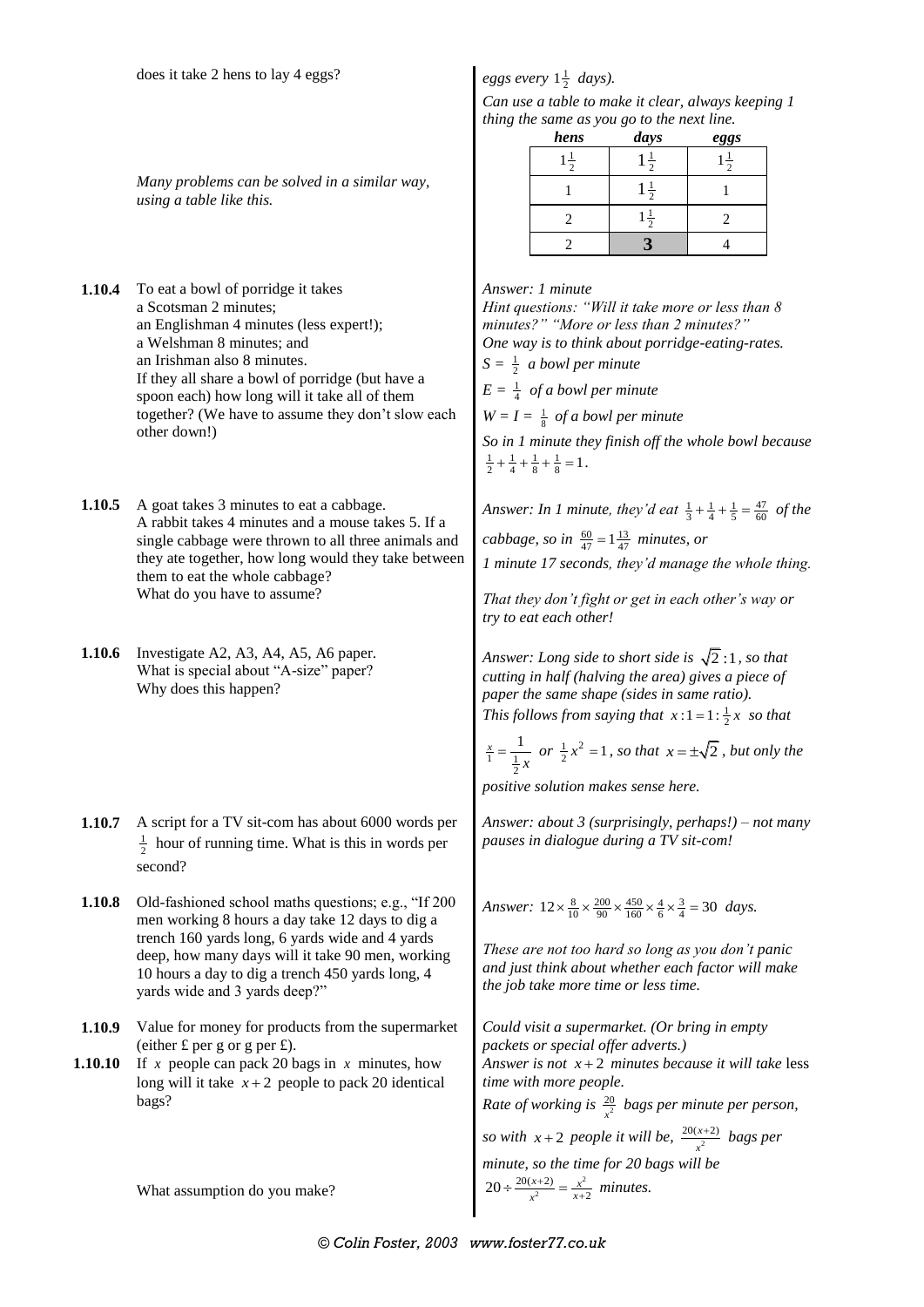does it take 2 hens to lay 4 eggs?

*eggs every $1\frac{1}{2}$ days).*

*Can use a table to make it clear, always keeping 1 thing the same as you go to the next line.*

| *hens* | *days* | *eggs* |
|---|---|---|
| $1\frac{1}{2}$ | $1\frac{1}{2}$ | $1\frac{1}{2}$ |
| 1 | $1\frac{1}{2}$ | 1 |
| 2 | $1\frac{1}{2}$ | 2 |
| 2 | **3** | 4 |

*Many problems can be solved in a similar way, using a table like this.*

**1.10.4** To eat a bowl of porridge it takes
a Scotsman 2 minutes;
an Englishman 4 minutes (less expert!);
a Welshman 8 minutes; and
an Irishman also 8 minutes.
If they all share a bowl of porridge (but have a spoon each) how long will it take all of them together? (We have to assume they don't slow each other down!)

*Answer: 1 minute*
*Hint questions: "Will it take more or less than 8 minutes?" "More or less than 2 minutes?"*
*One way is to think about porridge-eating-rates.*
*$S = \frac{1}{2}$ a bowl per minute*
*$E = \frac{1}{4}$ of a bowl per minute*
*$W = I = \frac{1}{8}$ of a bowl per minute*
*So in 1 minute they finish off the whole bowl because $\frac{1}{2}+\frac{1}{4}+\frac{1}{8}+\frac{1}{8}=1$.*

**1.10.5** A goat takes 3 minutes to eat a cabbage. A rabbit takes 4 minutes and a mouse takes 5. If a single cabbage were thrown to all three animals and they ate together, how long would they take between them to eat the whole cabbage?
What do you have to assume?

*Answer: In 1 minute, they'd eat $\frac{1}{3}+\frac{1}{4}+\frac{1}{5}=\frac{47}{60}$ of the cabbage, so in $\frac{60}{47}=1\frac{13}{47}$ minutes, or 1 minute 17 seconds, they'd manage the whole thing.*

*That they don't fight or get in each other's way or try to eat each other!*

**1.10.6** Investigate A2, A3, A4, A5, A6 paper.
What is special about "A-size" paper?
Why does this happen?

*Answer: Long side to short side is $\sqrt{2}:1$, so that cutting in half (halving the area) gives a piece of paper the same shape (sides in same ratio).*
*This follows from saying that $x:1=1:\frac{1}{2}x$ so that $\frac{x}{1}=\frac{1}{\frac{1}{2}x}$ or $\frac{1}{2}x^2=1$, so that $x=\pm\sqrt{2}$, but only the positive solution makes sense here.*

**1.10.7** A script for a TV sit-com has about 6000 words per $\frac{1}{2}$ hour of running time. What is this in words per second?

*Answer: about 3 (surprisingly, perhaps!) – not many pauses in dialogue during a TV sit-com!*

**1.10.8** Old-fashioned school maths questions; e.g., "If 200 men working 8 hours a day take 12 days to dig a trench 160 yards long, 6 yards wide and 4 yards deep, how many days will it take 90 men, working 10 hours a day to dig a trench 450 yards long, 4 yards wide and 3 yards deep?"

*Answer: $12\times\frac{8}{10}\times\frac{200}{90}\times\frac{450}{160}\times\frac{4}{6}\times\frac{3}{4}=30$ days.*

*These are not too hard so long as you don't panic and just think about whether each factor will make the job take more time or less time.*

**1.10.9** Value for money for products from the supermarket (either £ per g or g per £).

*Could visit a supermarket. (Or bring in empty packets or special offer adverts.)*

**1.10.10** If $x$ people can pack 20 bags in $x$ minutes, how long will it take $x+2$ people to pack 20 identical bags?

What assumption do you make?

*Answer is not $x+2$ minutes because it will take* less *time with more people.*
*Rate of working is $\frac{20}{x^2}$ bags per minute per person, so with $x+2$ people it will be, $\frac{20(x+2)}{x^2}$ bags per minute, so the time for 20 bags will be $20\div\frac{20(x+2)}{x^2}=\frac{x^2}{x+2}$ minutes.*

© Colin Foster, 2003 www.foster77.co.uk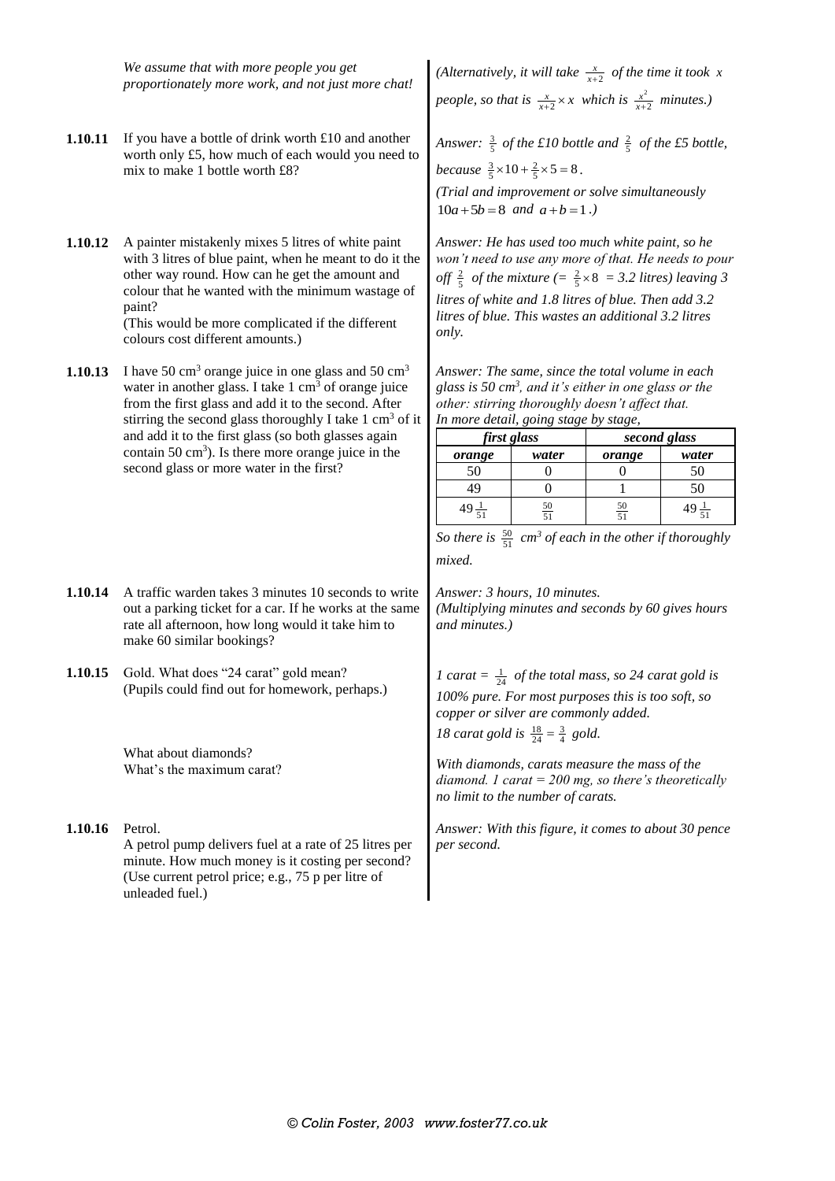*We assume that with more people you get proportionately more work, and not just more chat!*

*(Alternatively, it will take $\frac{x}{x+2}$ of the time it took $x$ people, so that is $\frac{x}{x+2} \times x$ which is $\frac{x^2}{x+2}$ minutes.)*

**1.10.11** If you have a bottle of drink worth £10 and another worth only £5, how much of each would you need to mix to make 1 bottle worth £8?

*Answer: $\frac{3}{5}$ of the £10 bottle and $\frac{2}{5}$ of the £5 bottle, because $\frac{3}{5} \times 10 + \frac{2}{5} \times 5 = 8$.*

*(Trial and improvement or solve simultaneously $10a + 5b = 8$ and $a + b = 1$.)*

**1.10.12** A painter mistakenly mixes 5 litres of white paint with 3 litres of blue paint, when he meant to do it the other way round. How can he get the amount and colour that he wanted with the minimum wastage of paint?
(This would be more complicated if the different colours cost different amounts.)

*Answer: He has used too much white paint, so he won't need to use any more of that. He needs to pour off $\frac{2}{5}$ of the mixture (= $\frac{2}{5} \times 8$ = 3.2 litres) leaving 3 litres of white and 1.8 litres of blue. Then add 3.2 litres of blue. This wastes an additional 3.2 litres only.*

**1.10.13** I have 50 cm$^3$ orange juice in one glass and 50 cm$^3$ water in another glass. I take 1 cm$^3$ of orange juice from the first glass and add it to the second. After stirring the second glass thoroughly I take 1 cm$^3$ of it and add it to the first glass (so both glasses again contain 50 cm$^3$). Is there more orange juice in the second glass or more water in the first?

*Answer: The same, since the total volume in each glass is 50 cm$^3$, and it's either in one glass or the other: stirring thoroughly doesn't affect that.*
*In more detail, going stage by stage,*

| *first glass* | | *second glass* | |
|---|---|---|---|
| ***orange*** | ***water*** | ***orange*** | ***water*** |
| 50 | 0 | 0 | 50 |
| 49 | 0 | 1 | 50 |
| $49\frac{1}{51}$ | $\frac{50}{51}$ | $\frac{50}{51}$ | $49\frac{1}{51}$ |

*So there is $\frac{50}{51}$ cm$^3$ of each in the other if thoroughly mixed.*

**1.10.14** A traffic warden takes 3 minutes 10 seconds to write out a parking ticket for a car. If he works at the same rate all afternoon, how long would it take him to make 60 similar bookings?

*Answer: 3 hours, 10 minutes.*
*(Multiplying minutes and seconds by 60 gives hours and minutes.)*

**1.10.15** Gold. What does "24 carat" gold mean?
(Pupils could find out for homework, perhaps.)

*1 carat = $\frac{1}{24}$ of the total mass, so 24 carat gold is 100% pure. For most purposes this is too soft, so copper or silver are commonly added.*
*18 carat gold is $\frac{18}{24} = \frac{3}{4}$ gold.*

What about diamonds?
What's the maximum carat?

*With diamonds, carats measure the mass of the diamond. 1 carat = 200 mg, so there's theoretically no limit to the number of carats.*

**1.10.16** Petrol.
A petrol pump delivers fuel at a rate of 25 litres per minute. How much money is it costing per second?
(Use current petrol price; e.g., 75 p per litre of unleaded fuel.)

*Answer: With this figure, it comes to about 30 pence per second.*